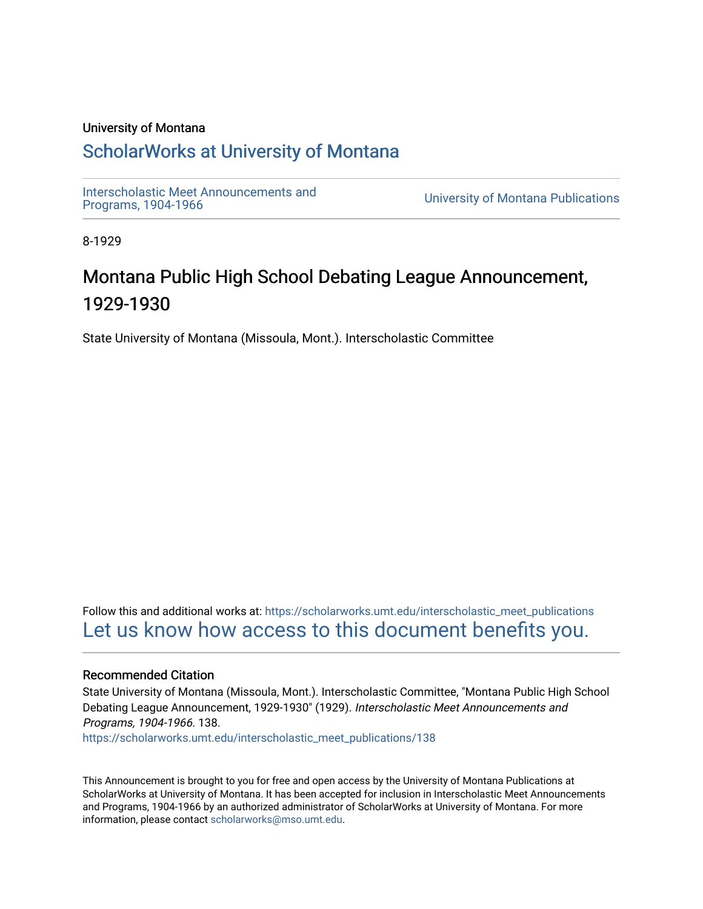University of Montana

# ScholarWorks at University of Montana

Interscholastic Meet Announcements and Programs, 1904-1966

University of Montana Publications

8-1929

## Montana Public High School Debating League Announcement, 1929-1930

State University of Montana (Missoula, Mont.). Interscholastic Committee

Follow this and additional works at: https://scholarworks.umt.edu/interscholastic_meet_publications

Let us know how access to this document benefits you.

### Recommended Citation

State University of Montana (Missoula, Mont.). Interscholastic Committee, "Montana Public High School Debating League Announcement, 1929-1930" (1929). *Interscholastic Meet Announcements and Programs, 1904-1966*. 138.
https://scholarworks.umt.edu/interscholastic_meet_publications/138

This Announcement is brought to you for free and open access by the University of Montana Publications at ScholarWorks at University of Montana. It has been accepted for inclusion in Interscholastic Meet Announcements and Programs, 1904-1966 by an authorized administrator of ScholarWorks at University of Montana. For more information, please contact scholarworks@mso.umt.edu.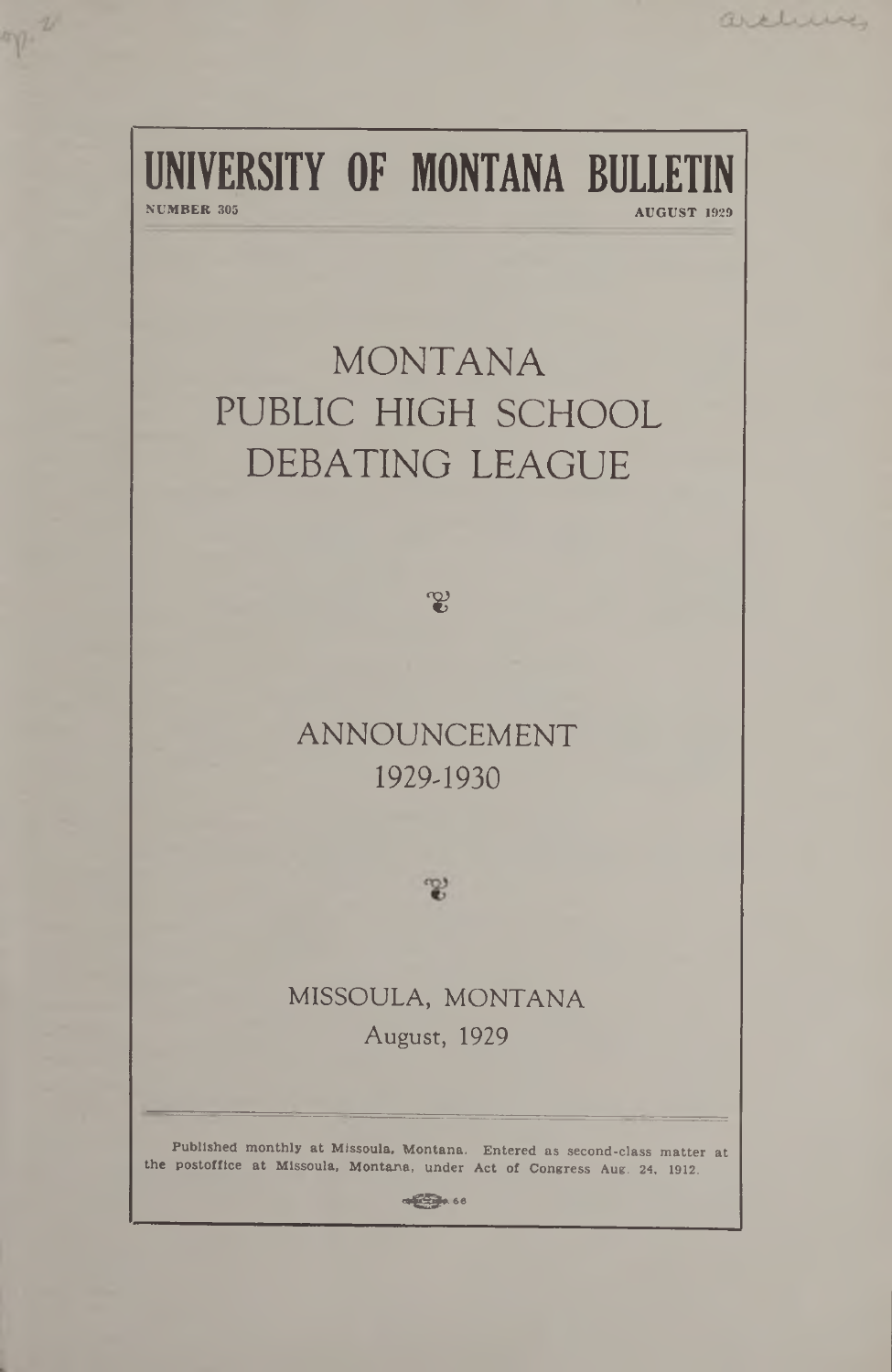# UNIVERSITY OF MONTANA BULLETIN

NUMBER 305 AUGUST 1929

# MONTANA PUBLIC HIGH SCHOOL DEBATING LEAGUE

## ANNOUNCEMENT 1929-1930

MISSOULA, MONTANA

August, 1929

Published monthly at Missoula, Montana. Entered as second-class matter at the postoffice at Missoula, Montana, under Act of Congress Aug. 24, 1912.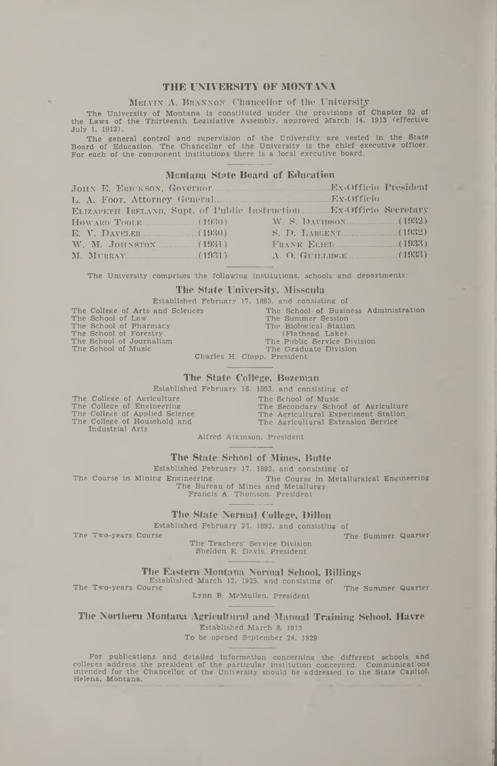# THE UNIVERSITY OF MONTANA

MELVIN A. BRANNON, Chancellor of the University

The University of Montana is constituted under the provisions of Chapter 92 of the Laws of the Thirteenth Legislative Assembly, approved March 14, 1913 (effective July 1, 1913).

The general control and supervision of the University are vested in the State Board of Education. The Chancellor of the University is the chief executive officer. For each of the component institutions there is a local executive board.

## Montana State Board of Education

JOHN E. ERICKSON, Governor.......................................Ex-Officio President
L. A. FOOT, Attorney General.......................................Ex-Officio
ELIZABETH IRELAND, Supt. of Public Instruction..........Ex-Officio Secretary

| | |
|---|---|
| HOWARD TOOLE ................(1930) | W. S. DAVIDSON..................(1932) |
| E. V. DAVELER...................(1930) | S. D. LARGENT.....................(1932) |
| W. M. JOHNSTON...............(1931) | FRANK ELIEL.........................(1933) |
| M. MURRAY.........................(1931) | A. O. GUILLIDGE...................(1933) |

The University comprises the following institutions, schools and departments:

## The State University, Missoula

Established February 17, 1893, and consisting of

The College of Arts and Sciences
The School of Law
The School of Pharmacy
The School of Forestry
The School of Journalism
The School of Music
The School of Business Administration
The Summer Session
The Biological Station (Flathead Lake)
The Public Service Division
The Graduate Division

Charles H. Clapp, President

## The State College, Bozeman

Established February 16, 1893, and consisting of

The College of Agriculture
The College of Engineering
The College of Applied Science
The College of Household and Industrial Arts
The School of Music
The Secondary School of Agriculture
The Agricultural Experiment Station
The Agricultural Extension Service

Alfred Atkinson, President

## The State School of Mines, Butte

Established February 17, 1893, and consisting of

The Course in Mining Engineering
The Course in Metallurgical Engineering
The Bureau of Mines and Metallurgy

Francis A. Thomson, President

## The State Normal College, Dillon

Established February 23, 1893, and consisting of

The Two-years Course
The Summer Quarter
The Teachers' Service Division

Sheldon E. Davis, President

## The Eastern Montana Normal School, Billings

Established March 12, 1925, and consisting of

The Two-years Course
The Summer Quarter

Lynn B. McMullen, President

## The Northern Montana Agricultural and Manual Training School, Havre

Established March 8, 1913

To be opened September 24, 1929

For publications and detailed information concerning the different schools and colleges address the president of the particular institution concerned. Communications intended for the Chancellor of the University should be addressed to the State Capitol, Helena, Montana.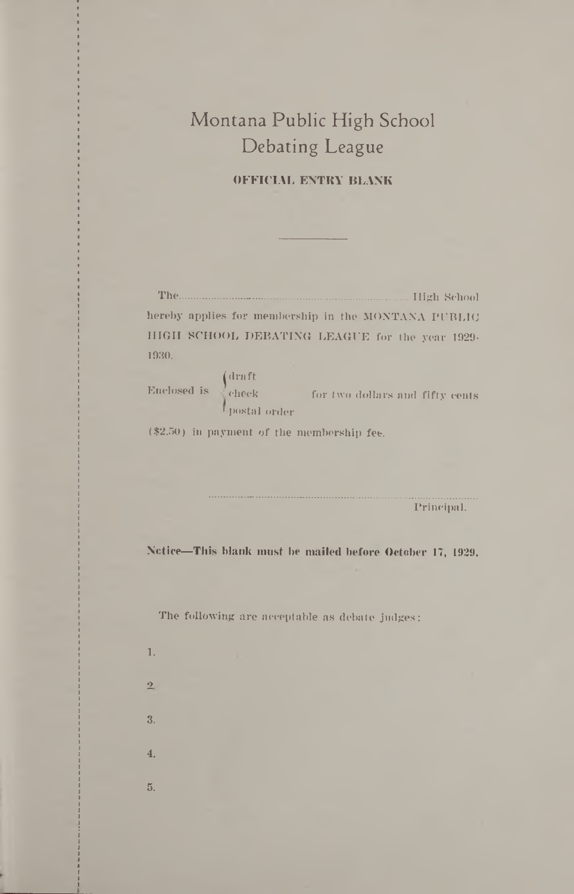# Montana Public High School Debating League

**OFFICIAL ENTRY BLANK**

---

The................................................................................ High School hereby applies for membership in the MONTANA PUBLIC HIGH SCHOOL DEBATING LEAGUE for the year 1929-1930.

Enclosed is { draft / check / postal order } for two dollars and fifty cents ($2.50) in payment of the membership fee.

..............................................................................................
Principal.

**Notice—This blank must be mailed before October 17, 1929.**

The following are acceptable as debate judges:

1.

2.

3.

4.

5.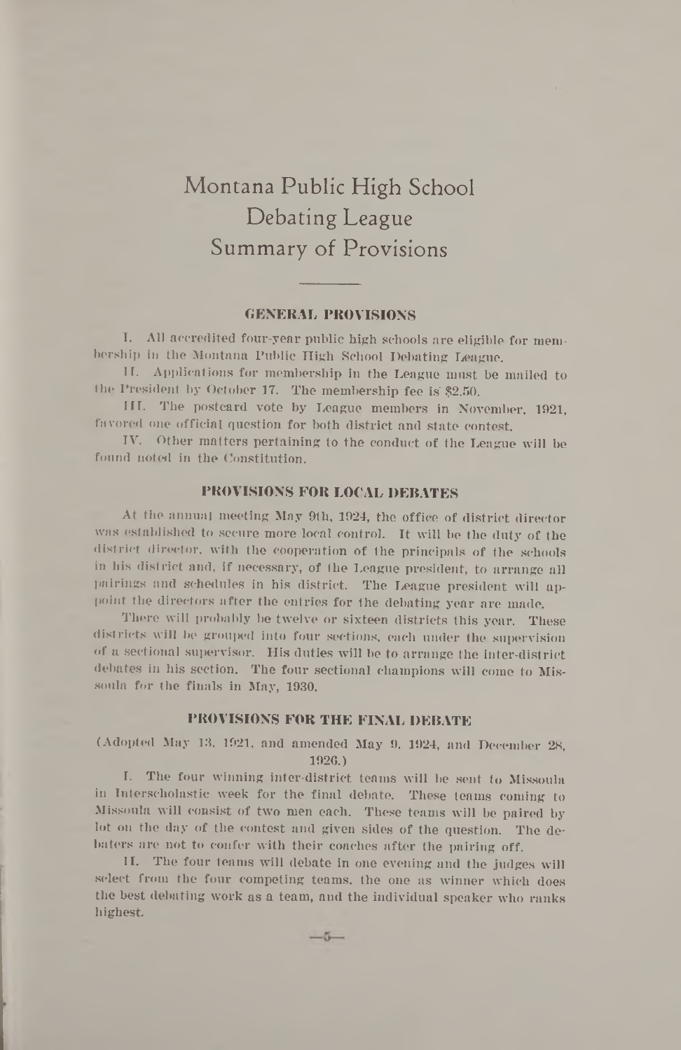# Montana Public High School Debating League Summary of Provisions

## GENERAL PROVISIONS

I. All accredited four-year public high schools are eligible for membership in the Montana Public High School Debating League.

II. Applications for membership in the League must be mailed to the President by October 17. The membership fee is $2.50.

III. The postcard vote by League members in November, 1921, favored one official question for both district and state contest.

IV. Other matters pertaining to the conduct of the League will be found noted in the Constitution.

## PROVISIONS FOR LOCAL DEBATES

At the annual meeting May 9th, 1924, the office of district director was established to secure more local control. It will be the duty of the district director, with the cooperation of the principals of the schools in his district and, if necessary, of the League president, to arrange all pairings and schedules in his district. The League president will appoint the directors after the entries for the debating year are made.

There will probably be twelve or sixteen districts this year. These districts will be grouped into four sections, each under the supervision of a sectional supervisor. His duties will be to arrange the inter-district debates in his section. The four sectional champions will come to Missoula for the finals in May, 1930.

## PROVISIONS FOR THE FINAL DEBATE

(Adopted May 13, 1921, and amended May 9, 1924, and December 28, 1926.)

I. The four winning inter-district teams will be sent to Missoula in Interscholastic week for the final debate. These teams coming to Missoula will consist of two men each. These teams will be paired by lot on the day of the contest and given sides of the question. The debaters are not to confer with their coaches after the pairing off.

II. The four teams will debate in one evening and the judges will select from the four competing teams, the one as winner which does the best debating work as a team, and the individual speaker who ranks highest.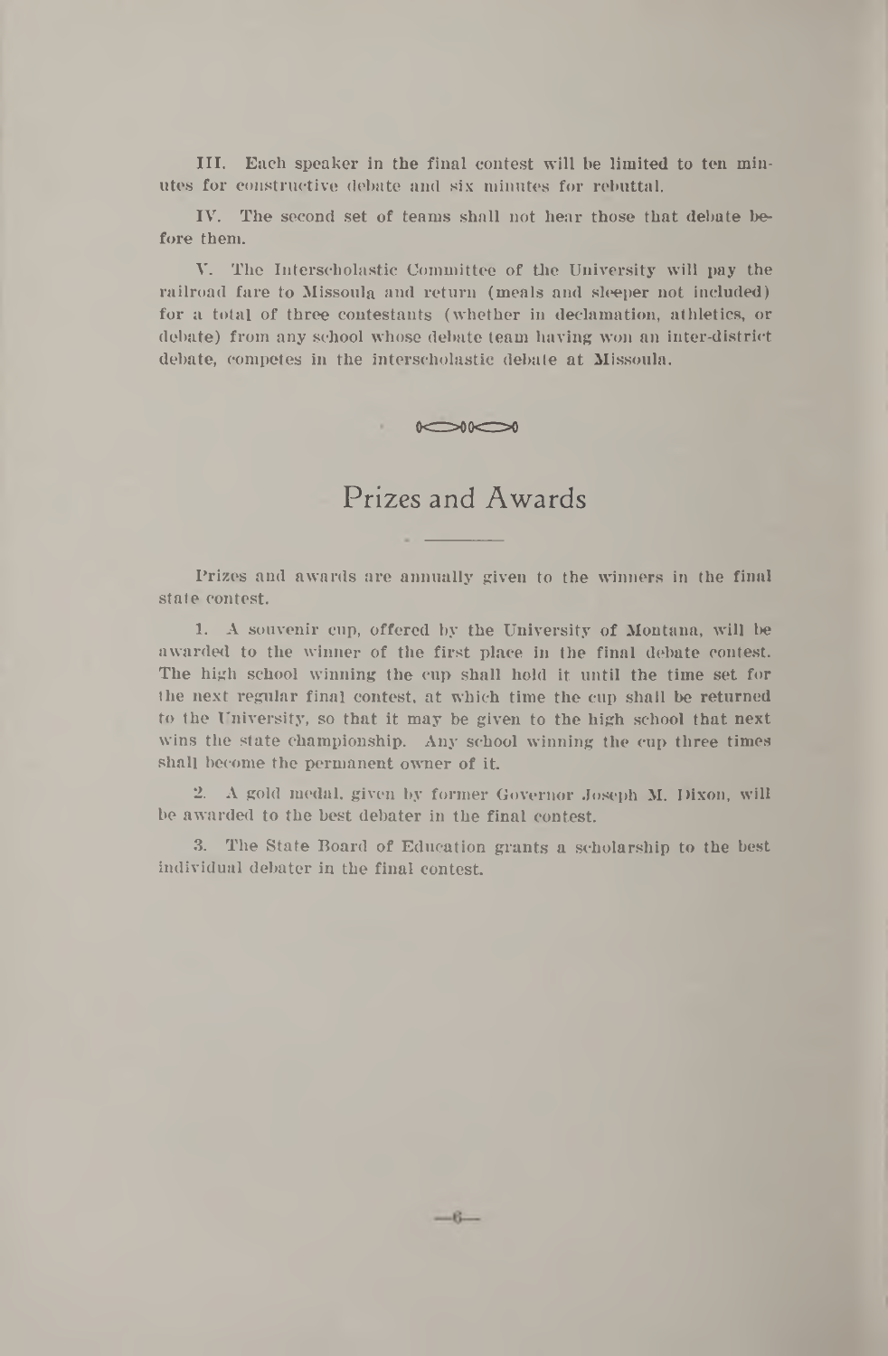III. Each speaker in the final contest will be limited to ten minutes for constructive debate and six minutes for rebuttal.

IV. The second set of teams shall not hear those that debate before them.

V. The Interscholastic Committee of the University will pay the railroad fare to Missoula and return (meals and sleeper not included) for a total of three contestants (whether in declamation, athletics, or debate) from any school whose debate team having won an inter-district debate, competes in the interscholastic debate at Missoula.

## Prizes and Awards

Prizes and awards are annually given to the winners in the final state contest.

1. A souvenir cup, offered by the University of Montana, will be awarded to the winner of the first place in the final debate contest. The high school winning the cup shall hold it until the time set for the next regular final contest, at which time the cup shall be returned to the University, so that it may be given to the high school that next wins the state championship. Any school winning the cup three times shall become the permanent owner of it.

2. A gold medal, given by former Governor Joseph M. Dixon, will be awarded to the best debater in the final contest.

3. The State Board of Education grants a scholarship to the best individual debater in the final contest.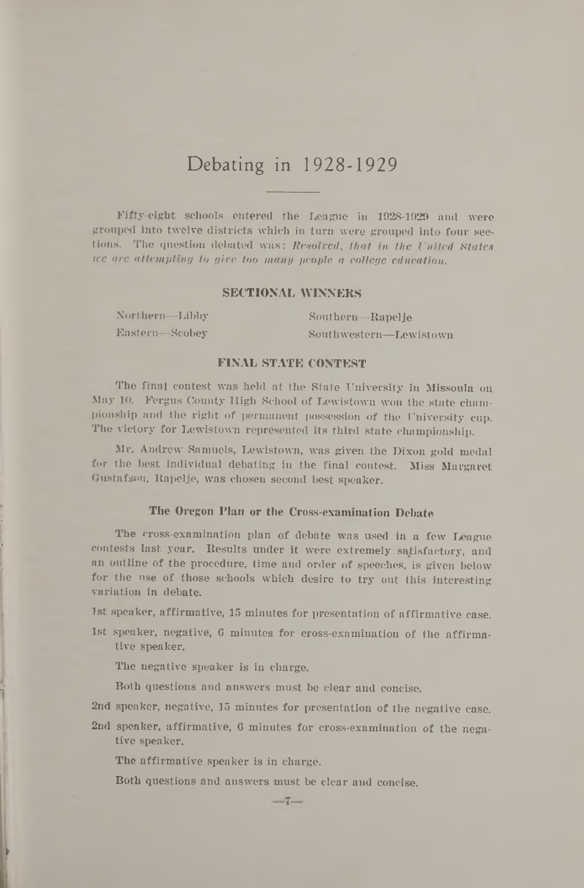# Debating in 1928-1929

Fifty-eight schools entered the League in 1928-1929 and were grouped into twelve districts which in turn were grouped into four sections. The question debated was: *Resolved, that in the United States we are attempting to give too many people a college education.*

### SECTIONAL WINNERS

Northern—Libby

Eastern—Scobey

Southern—Rapelje

Southwestern—Lewistown

### FINAL STATE CONTEST

The final contest was held at the State University in Missoula on May 10. Fergus County High School of Lewistown won the state championship and the right of permanent possession of the University cup. The victory for Lewistown represented its third state championship.

Mr. Andrew Samuels, Lewistown, was given the Dixon gold medal for the best individual debating in the final contest. Miss Margaret Gustafson, Rapelje, was chosen second best speaker.

### The Oregon Plan or the Cross-examination Debate

The cross-examination plan of debate was used in a few League contests last year. Results under it were extremely satisfactory, and an outline of the procedure, time and order of speeches, is given below for the use of those schools which desire to try out this interesting variation in debate.

1st speaker, affirmative, 15 minutes for presentation of affirmative case.

1st speaker, negative, 6 minutes for cross-examination of the affirmative speaker.

The negative speaker is in charge.

Both questions and answers must be clear and concise.

2nd speaker, negative, 15 minutes for presentation of the negative case.

2nd speaker, affirmative, 6 minutes for cross-examination of the negative speaker.

The affirmative speaker is in charge.

Both questions and answers must be clear and concise.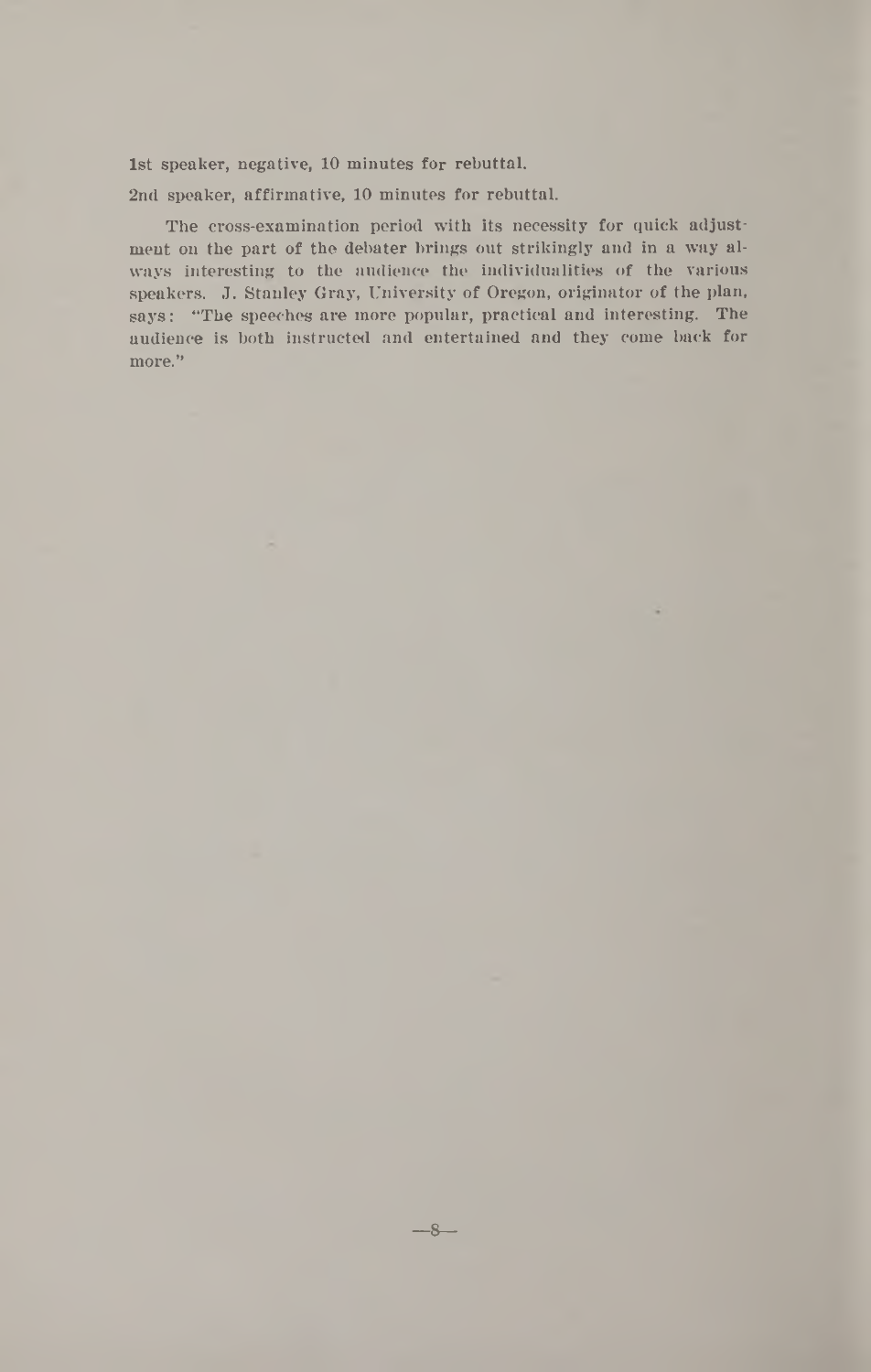1st speaker, negative, 10 minutes for rebuttal.

2nd speaker, affirmative, 10 minutes for rebuttal.

The cross-examination period with its necessity for quick adjustment on the part of the debater brings out strikingly and in a way always interesting to the audience the individualities of the various speakers. J. Stanley Gray, University of Oregon, originator of the plan, says: "The speeches are more popular, practical and interesting. The audience is both instructed and entertained and they come back for more."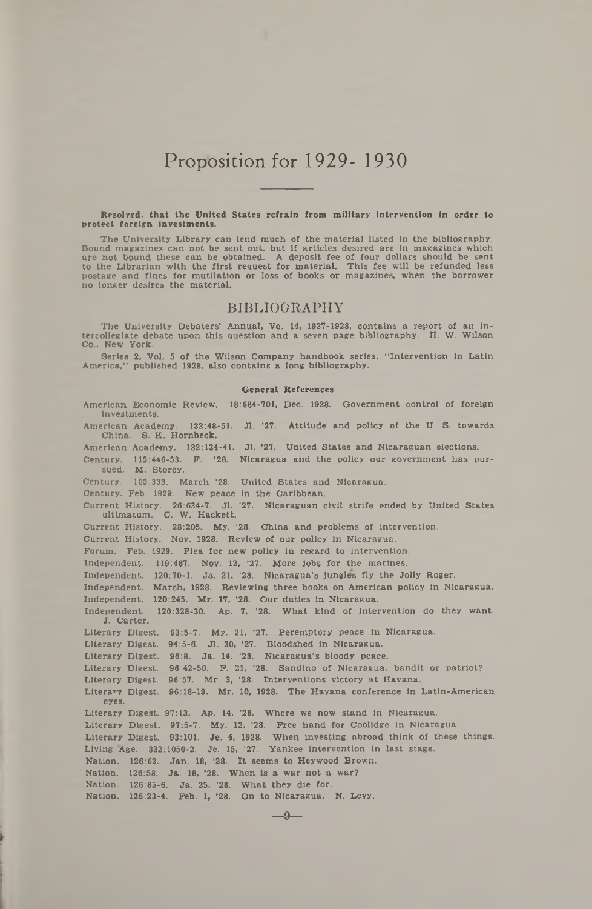# Proposition for 1929-1930

**Resolved, that the United States refrain from military intervention in order to protect foreign investments.**

The University Library can lend much of the material listed in the bibliography. Bound magazines can not be sent out, but if articles desired are in magazines which are not bound these can be obtained. A deposit fee of four dollars should be sent to the Librarian with the first request for material. This fee will be refunded less postage and fines for mutilation or loss of books or magazines, when the borrower no longer desires the material.

## BIBLIOGRAPHY

The University Debaters' Annual, Vo. 14, 1927-1928, contains a report of an intercollegiate debate upon this question and a seven page bibliography. H. W. Wilson Co., New York.

Series 2, Vol. 5 of the Wilson Company handbook series, "Intervention in Latin America," published 1928, also contains a long bibliography.

### General References

American Economic Review. 18:684-701, Dec. 1928. Government control of foreign investments.

American Academy. 132:48-51. Jl. '27. Attitude and policy of the U. S. towards China. S. K. Hornbeck.

American Academy. 132:134-41. Jl. '27. United States and Nicaraguan elections.

Century. 115:446-53. F. '28. Nicaragua and the policy our government has pursued. M. Storey.

Century. 103:333. March '28. United States and Nicaragua.

Century. Feb. 1929. New peace in the Caribbean.

Current History. 26:634-7. Jl. '27. Nicaraguan civil strife ended by United States ultimatum. C. W. Hackett.

Current History. 28:205. My. '28. China and problems of intervention.

Current History. Nov. 1928. Review of our policy in Nicaragua.

Forum. Feb. 1929. Plea for new policy in regard to intervention.

Independent. 119:467. Nov. 12, '27. More jobs for the marines.

Independent. 120:70-1. Ja. 21, '28. Nicaragua's jungles fly the Jolly Roger.

Independent. March, 1928. Reviewing three books on American policy in Nicaragua.

Independent. 120:245. Mr. 17, '28. Our duties in Nicaragua.

Independent. 120:328-30. Ap. 7, '28. What kind of intervention do they want. J. Carter.

Literary Digest. 93:5-7. My. 21, '27. Peremptory peace in Nicaragua.

Literary Digest. 94:5-6. Jl. 30, '27. Bloodshed in Nicaragua.

Literary Digest. 96:8. Ja. 14, '28. Nicaragua's bloody peace.

Literary Digest. 96:42-50. F. 21, '28. Sandino of Nicaragua, bandit or patriot?

Literary Digest. 96:57. Mr. 3, '28. Interventions victory at Havana.

Literary Digest. 96:18-19. Mr. 10, 1928. The Havana conference in Latin-American eyes.

Literary Digest. 97:13. Ap. 14, '28. Where we now stand in Nicaragua.

Literary Digest. 97:5-7. My. 12, '28. Free hand for Coolidge in Nicaragua.

Literary Digest. 93:101. Je. 4, 1928. When investing abroad think of these things.

Living Age. 332:1050-2. Je. 15, '27. Yankee intervention in last stage.

Nation. 126:62. Jan. 18, '28. It seems to Heywood Brown.

Nation. 126:58. Ja. 18, '28. When is a war not a war?

Nation. 126:85-6. Ja. 25, '28. What they die for.

Nation. 126:23-4. Feb. 1, '28. On to Nicaragua. N. Levy.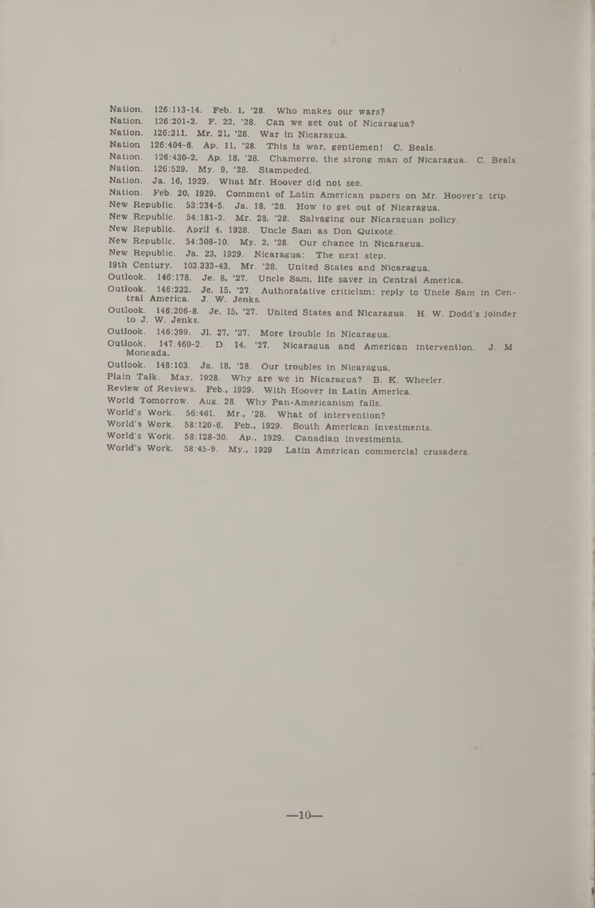Nation. 126:113-14. Feb. 1, '28. Who makes our wars?

Nation. 126:201-2. F. 22, '28. Can we get out of Nicaragua?

Nation. 126:311. Mr. 21, '28. War in Nicaragua.

Nation 126:404-6. Ap. 11, '28. This is war, gentlemen! C. Beals.

Nation. 126:430-2. Ap. 18, '28. Chamorro, the strong man of Nicaragua. C. Beals.

Nation. 126:529. My. 9, '28. Stampeded.

Nation. Ja. 16, 1929. What Mr. Hoover did not see.

Nation. Feb. 20, 1929. Comment of Latin American papers on Mr. Hoover's trip.

New Republic. 53:234-5. Ja. 18, '28. How to get out of Nicaragua.

New Republic. 54:181-2. Mr. 28, '28. Salvaging our Nicaraguan policy.

New Republic. April 4, 1928. Uncle Sam as Don Quixote.

New Republic. 54:308-10. My. 2, '28. Our chance in Nicaragua.

New Republic. Ja. 23, 1929. Nicaragua: The next step.

19th Century. 103.333-43. Mr. '28. United States and Nicaragua.

Outlook. 146:178. Je. 8, '27. Uncle Sam, life saver in Central America.

Outlook. 146:232. Je. 15, '27. Authoratative criticism; reply to Uncle Sam in Central America. J. W. Jenks.

Outlook. 146:206-8. Je. 15, '27. United States and Nicaragua. H. W. Dodd's joinder to J. W. Jenks.

Outlook. 146:399. Jl. 27, '27. More trouble in Nicaragua.

Outlook. 147:460-2. D. 14, '27. Nicaragua and American intervention. J. M. Moncada.

Outlook. 148:103. Ja. 18, '28. Our troubles in Nicaragua.

Plain Talk. May, 1928. Why are we in Nicaragua? B. K. Wheeler.

Review of Reviews. Feb., 1929. With Hoover in Latin America.

World Tomorrow. Aug. 28. Why Pan-Americanism fails.

World's Work. 56:461. Mr., '28. What of intervention?

World's Work. 58:120-6. Feb., 1929. South American investments.

World's Work. 58:128-30. Ap., 1929. Canadian investments.

World's Work. 58:45-9. My., 1929. Latin American commercial crusaders.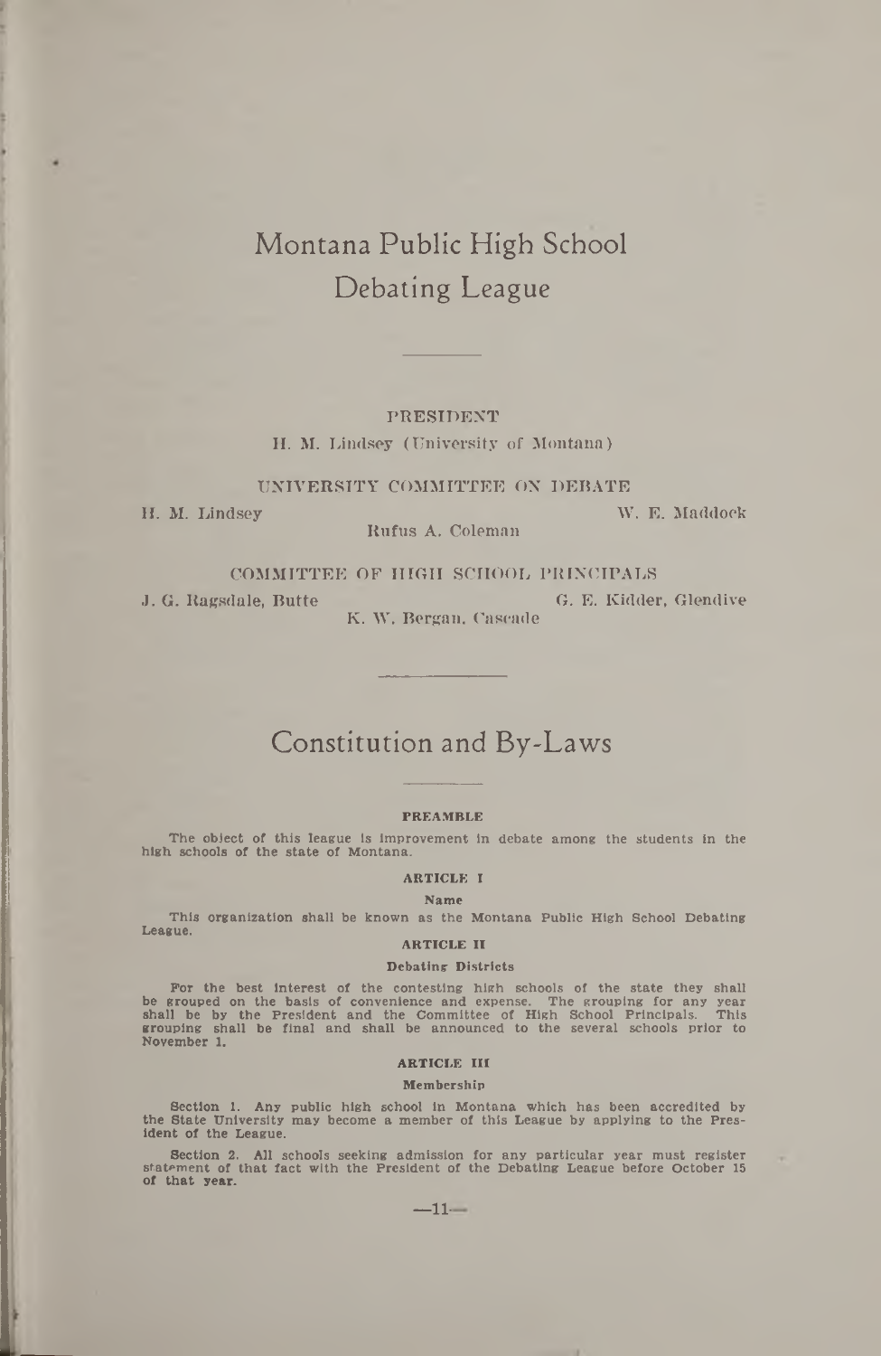# Montana Public High School Debating League

PRESIDENT

H. M. Lindsey (University of Montana)

UNIVERSITY COMMITTEE ON DEBATE

H. M. Lindsey

W. E. Maddock

Rufus A. Coleman

COMMITTEE OF HIGH SCHOOL PRINCIPALS

J. G. Ragsdale, Butte

G. E. Kidder, Glendive

K. W. Bergan, Cascade

# Constitution and By-Laws

### PREAMBLE

The object of this league is improvement in debate among the students in the high schools of the state of Montana.

### ARTICLE I

#### Name

This organization shall be known as the Montana Public High School Debating League.

### ARTICLE II

#### Debating Districts

For the best interest of the contesting high schools of the state they shall be grouped on the basis of convenience and expense. The grouping for any year shall be by the President and the Committee of High School Principals. This grouping shall be final and shall be announced to the several schools prior to November 1.

### ARTICLE III

#### Membership

Section 1. Any public high school in Montana which has been accredited by the State University may become a member of this League by applying to the President of the League.

Section 2. All schools seeking admission for any particular year must register statement of that fact with the President of the Debating League before October 15 of that year.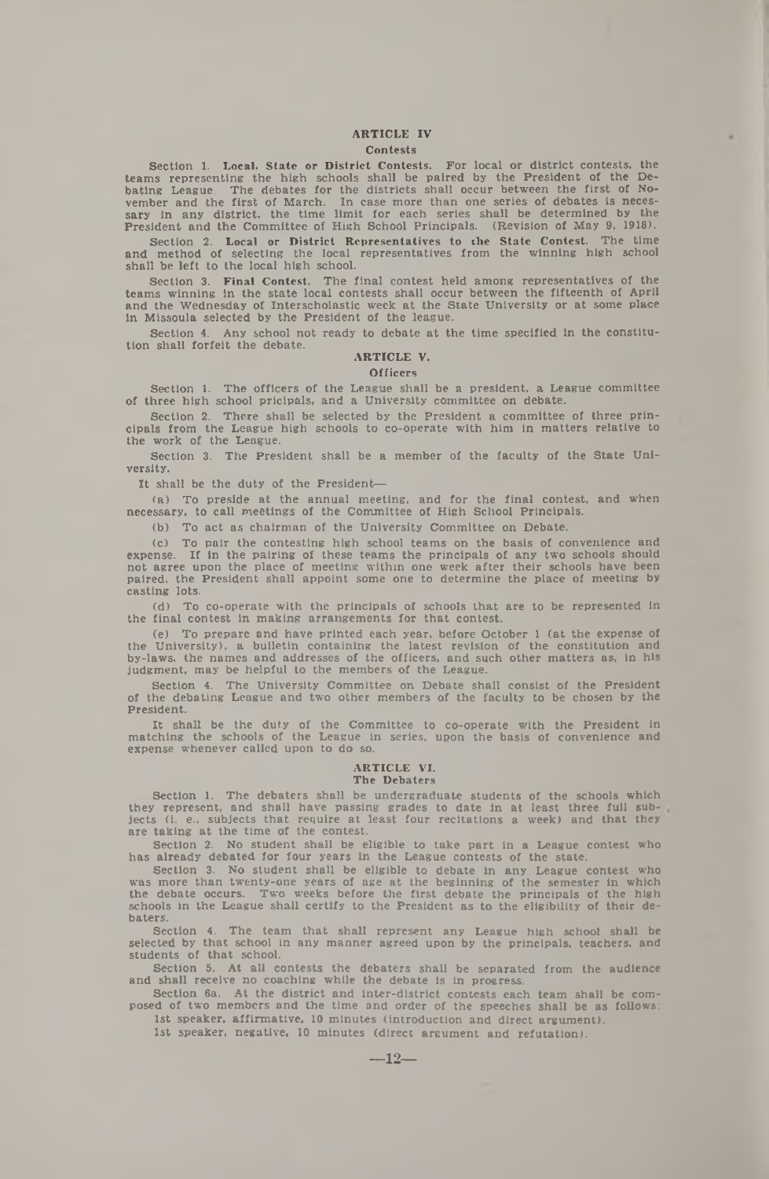## ARTICLE IV

### Contests

Section 1. **Local, State or District Contests.** For local or district contests, the teams representing the high schools shall be paired by the President of the Debating League. The debates for the districts shall occur between the first of November and the first of March. In case more than one series of debates is necessary in any district, the time limit for each series shall be determined by the President and the Committee of High School Principals. (Revision of May 9, 1918).

Section 2. **Local or District Representatives to the State Contest.** The time and method of selecting the local representatives from the winning high school shall be left to the local high school.

Section 3. **Final Contest.** The final contest held among representatives of the teams winning in the state local contests shall occur between the fifteenth of April and the Wednesday of Interscholastic week at the State University or at some place in Missoula selected by the President of the league.

Section 4. Any school not ready to debate at the time specified in the constitution shall forfeit the debate.

## ARTICLE V.

### Officers

Section 1. The officers of the League shall be a president, a League committee of three high school pricipals, and a University committee on debate.

Section 2. There shall be selected by the President a committee of three principals from the League high schools to co-operate with him in matters relative to the work of the League.

Section 3. The President shall be a member of the faculty of the State University.

It shall be the duty of the President—

(a) To preside at the annual meeting, and for the final contest, and when necessary, to call meetings of the Committee of High School Principals.

(b) To act as chairman of the University Committee on Debate.

(c) To pair the contesting high school teams on the basis of convenience and expense. If in the pairing of these teams the principals of any two schools should not agree upon the place of meeting within one week after their schools have been paired, the President shall appoint some one to determine the place of meeting by casting lots.

(d) To co-operate with the principals of schools that are to be represented in the final contest in making arrangements for that contest.

(e) To prepare and have printed each year, before October 1 (at the expense of the University), a bulletin containing the latest revision of the constitution and by-laws, the names and addresses of the officers, and such other matters as, in his judgment, may be helpful to the members of the League.

Section 4. The University Committee on Debate shall consist of the President of the debating League and two other members of the faculty to be chosen by the President.

It shall be the duty of the Committee to co-operate with the President in matching the schools of the League in series, upon the basis of convenience and expense whenever called upon to do so.

## ARTICLE VI.

### The Debaters

Section 1. The debaters shall be undergraduate students of the schools which they represent, and shall have passing grades to date in at least three full subjects (i. e., subjects that require at least four recitations a week) and that they are taking at the time of the contest.

Section 2. No student shall be eligible to take part in a League contest who has already debated for four years in the League contests of the state.

Section 3. No student shall be eligible to debate in any League contest who was more than twenty-one years of age at the beginning of the semester in which the debate occurs. Two weeks before the first debate the principals of the high schools in the League shall certify to the President as to the eligibility of their debaters.

Section 4. The team that shall represent any League high school shall be selected by that school in any manner agreed upon by the principals, teachers, and students of that school.

Section 5. At all contests the debaters shall be separated from the audience and shall receive no coaching while the debate is in progress.

Section 6a. At the district and inter-district contests each team shall be composed of two members and the time and order of the speeches shall be as follows:

1st speaker, affirmative, 10 minutes (introduction and direct argument).

1st speaker, negative, 10 minutes (direct argument and refutation).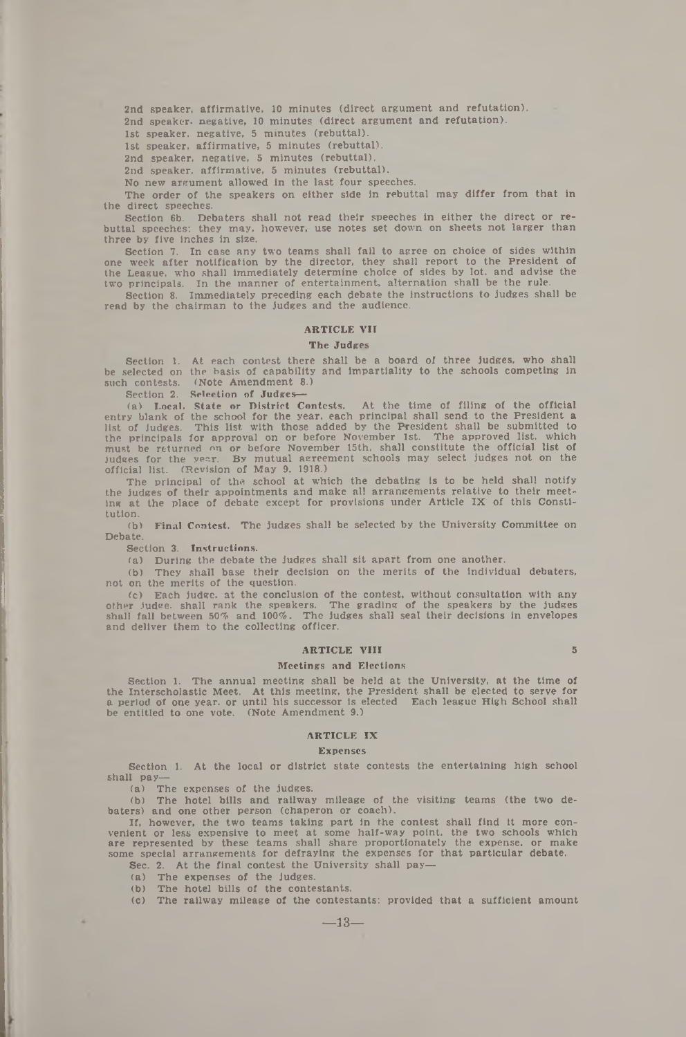2nd speaker, affirmative, 10 minutes (direct argument and refutation).

2nd speaker, negative, 10 minutes (direct argument and refutation).

1st speaker, negative, 5 minutes (rebuttal).

1st speaker, affirmative, 5 minutes (rebuttal).

2nd speaker, negative, 5 minutes (rebuttal).

2nd speaker, affirmative, 5 minutes (rebuttal).

No new argument allowed in the last four speeches.

The order of the speakers on either side in rebuttal may differ from that in the direct speeches.

Section 6b. Debaters shall not read their speeches in either the direct or rebuttal speeches; they may, however, use notes set down on sheets not larger than three by five inches in size.

Section 7. In case any two teams shall fail to agree on choice of sides within one week after notification by the director, they shall report to the President of the League, who shall immediately determine choice of sides by lot, and advise the two principals. In the manner of entertainment, alternation shall be the rule.

Section 8. Immediately preceding each debate the instructions to judges shall be read by the chairman to the judges and the audience.

## ARTICLE VII

### The Judges

Section 1. At each contest there shall be a board of three judges, who shall be selected on the basis of capability and impartiality to the schools competing in such contests. (Note Amendment 8.)

Section 2. **Selection of Judges**—

(a) **Local, State or District Contests.** At the time of filing of the official entry blank of the school for the year, each principal shall send to the President a list of judges. This list with those added by the President shall be submitted to the principals for approval on or before November 1st. The approved list, which must be returned on or before November 15th, shall constitute the official list of judges for the year. By mutual agreement schools may select judges not on the official list. (Revision of May 9, 1918.)

The principal of the school at which the debating is to be held shall notify the judges of their appointments and make all arrangements relative to their meeting at the place of debate except for provisions under Article IX of this Constitution.

(b) **Final Contest.** The judges shall be selected by the University Committee on Debate.

Section 3. **Instructions.**

(a) During the debate the judges shall sit apart from one another.

(b) They shall base their decision on the merits of the individual debaters, not on the merits of the question.

(c) Each judge, at the conclusion of the contest, without consultation with any other judge, shall rank the speakers. The grading of the speakers by the judges shall fall between 50% and 100%. The judges shall seal their decisions in envelopes and deliver them to the collecting officer.

## ARTICLE VIII

### Meetings and Elections

Section 1. The annual meeting shall be held at the University, at the time of the Interscholastic Meet. At this meeting, the President shall be elected to serve for a period of one year, or until his successor is elected. Each league High School shall be entitled to one vote. (Note Amendment 9.)

## ARTICLE IX

### Expenses

Section 1. At the local or district state contests the entertaining high school shall pay—

(a) The expenses of the judges.

(b) The hotel bills and railway mileage of the visiting teams (the two debaters) and one other person (chaperon or coach).

If, however, the two teams taking part in the contest shall find it more convenient or less expensive to meet at some half-way point, the two schools which are represented by these teams shall share proportionately the expense, or make some special arrangements for defraying the expenses for that particular debate.

Sec. 2. At the final contest the University shall pay—

(a) The expenses of the judges.

(b) The hotel bills of the contestants.

(c) The railway mileage of the contestants; provided that a sufficient amount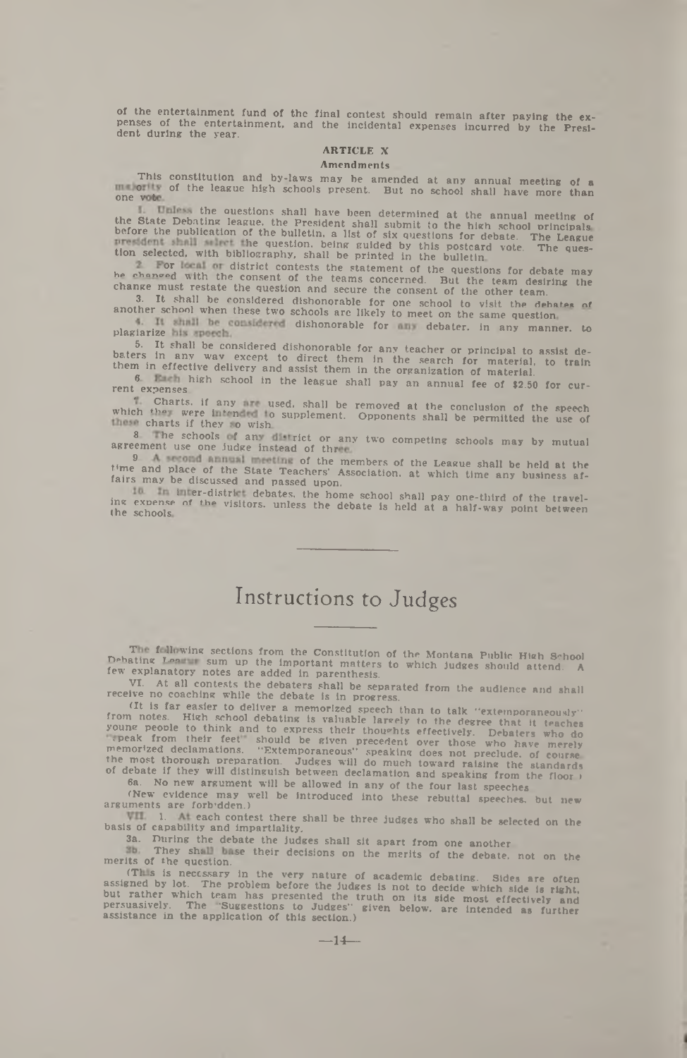of the entertainment fund of the final contest should remain after paying the expenses of the entertainment, and the incidental expenses incurred by the President during the year.

### ARTICLE X

#### Amendments

This constitution and by-laws may be amended at any annual meeting of a majority of the league high schools present. But no school shall have more than one vote.

1. Unless the questions shall have been determined at the annual meeting of the State Debating league, the President shall submit to the high school principals before the publication of the bulletin, a list of six questions for debate. The League president shall select the question, being guided by this postcard vote. The question selected, with bibliography, shall be printed in the bulletin.

2. For local or district contests the statement of the questions for debate may be changed with the consent of the teams concerned. But the team desiring the change must restate the question and secure the consent of the other team.

3. It shall be considered dishonorable for one school to visit the debates of another school when these two schools are likely to meet on the same question.

4. It shall be considered dishonorable for any debater, in any manner, to plagiarize his speech.

5. It shall be considered dishonorable for any teacher or principal to assist debaters in any way except to direct them in the search for material, to train them in effective delivery and assist them in the organization of material.

6. Each high school in the league shall pay an annual fee of $2.50 for current expenses.

7. Charts, if any are used, shall be removed at the conclusion of the speech which they were intended to supplement. Opponents shall be permitted the use of these charts if they so wish.

8. The schools of any district or any two competing schools may by mutual agreement use one judge instead of three.

9. A second annual meeting of the members of the League shall be held at the time and place of the State Teachers' Association, at which time any business affairs may be discussed and passed upon.

10. In inter-district debates, the home school shall pay one-third of the traveling expense of the visitors, unless the debate is held at a half-way point between the schools.

---

# Instructions to Judges

---

The following sections from the Constitution of the Montana Public High School Debating League sum up the important matters to which judges should attend. A few explanatory notes are added in parenthesis.

VI. At all contests the debaters shall be separated from the audience and shall receive no coaching while the debate is in progress.

(It is far easier to deliver a memorized speech than to talk "extemporaneously" from notes. High school debating is valuable largely to the degree that it teaches young people to think and to express their thoughts effectively. Debaters who do "speak from their feet" should be given precedent over those who have merely memorized declamations. "Extemporaneous" speaking does not preclude, of course, the most thorough preparation. Judges will do much toward raising the standards of debate if they will distinguish between declamation and speaking from the floor.)

6a. No new argument will be allowed in any of the four last speeches.

(New evidence may well be introduced into these rebuttal speeches, but new arguments are forbidden.)

VII. 1. At each contest there shall be three judges who shall be selected on the basis of capability and impartiality.

3a. During the debate the judges shall sit apart from one another.

3b. They shall base their decisions on the merits of the debate, not on the merits of the question.

(This is necessary in the very nature of academic debating. Sides are often assigned by lot. The problem before the judges is not to decide which side is right, but rather which team has presented the truth on its side most effectively and persuasively. The "Suggestions to Judges" given below, are intended as further assistance in the application of this section.)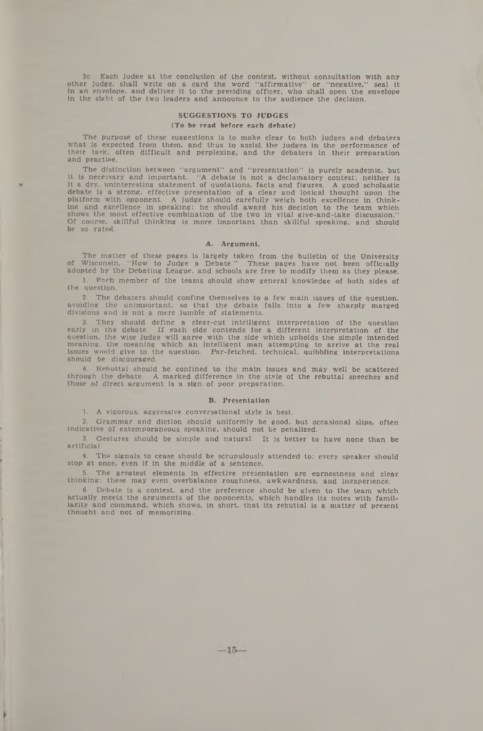3c. Each judge at the conclusion of the contest, without consultation with any other judge, shall write on a card the word "affirmative" or "negative," seal it in an envelope, and deliver it to the presiding officer, who shall open the envelope in the sight of the two leaders and announce to the audience the decision.

## SUGGESTIONS TO JUDGES

**(To be read before each debate)**

The purpose of these suggestions is to make clear to both judges and debaters what is expected from them, and thus to assist the judges in the performance of their task, often difficult and perplexing, and the debaters in their preparation and practice.

The distinction between "argument" and "presentation" is purely academic, but it is necessary and important. "A debate is not a declamatory contest; neither is it a dry, uninteresting statement of quotations, facts and figures. A good scholastic debate is a strong, effective presentation of a clear and logical thought upon the platform with opponent. A judge should carefully weigh both excellence in thinking and excellence in speaking; he should award his decision to the team which shows the most effective combination of the two in vital give-and-take discussion." Of course, skillful thinking is more important than skillful speaking, and should be so rated.

### A. Argument.

The matter of these pages is largely taken from the bulletin of the University of Wisconsin, "How to Judge a Debate." These pages have not been officially adopted by the Debating League, and schools are free to modify them as they please.

1. Each member of the teams should show general knowledge of both sides of the question.

2. The debaters should confine themselves to a few main issues of the question, avoiding the unimportant, so that the debate falls into a few sharply marged divisions and is not a mere jumble of statements.

3. They should define a clear-cut intelligent interpretation of the question early in the debate. If each side contends for a different interpretation of the question, the wise judge will agree with the side which upholds the simple intended meaning, the meaning which an intelligent man attempting to arrive at the real issues would give to the question. Far-fetched, technical, quibbling interpretations should be discouraged.

4. Rebuttal should be confined to the main issues and may well be scattered through the debate. A marked difference in the style of the rebuttal speeches and those of direct argument is a sign of poor preparation.

### B. Presentation

1. A vigorous, aggressive conversational style is best.

2. Grammar and diction should uniformly be good, but occasional slips, often indicative of extemporaneous speaking, should not be penalized.

3. Gestures should be simple and natural. It is better to have none than be artificial.

4. The signals to cease should be scrupulously attended to; every speaker should stop at once, even if in the middle of a sentence.

5. The greatest elements in effective presentation are earnestness and clear thinking; these may even overbalance roughness, awkwardness, and inexperience.

6. Debate is a contest, and the preference should be given to the team which actually meets the arguments of the opponents, which handles its notes with familiarity and command, which shows, in short, that its rebuttal is a matter of present thought and not of memorizing.